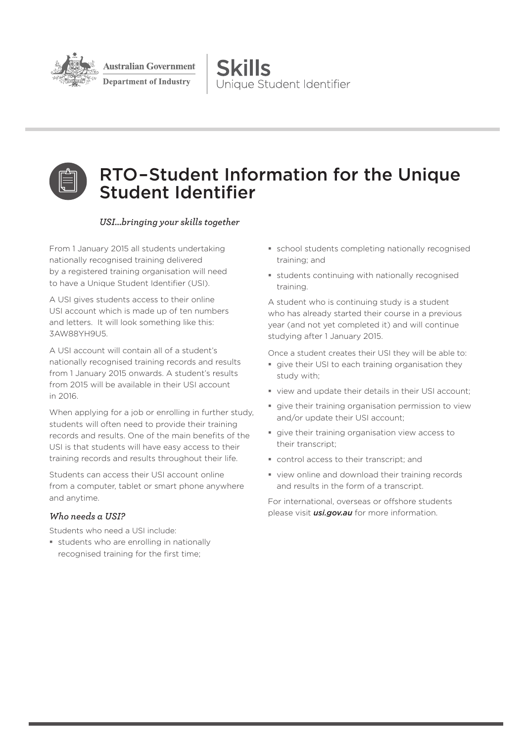Australian Government
Department of Industry

Skills
Unique Student Identifier

# RTO–Student Information for the Unique Student Identifier

*USI...bringing your skills together*

From 1 January 2015 all students undertaking nationally recognised training delivered by a registered training organisation will need to have a Unique Student Identifier (USI).

A USI gives students access to their online USI account which is made up of ten numbers and letters. It will look something like this: 3AW88YH9U5.

A USI account will contain all of a student's nationally recognised training records and results from 1 January 2015 onwards. A student's results from 2015 will be available in their USI account in 2016.

When applying for a job or enrolling in further study, students will often need to provide their training records and results. One of the main benefits of the USI is that students will have easy access to their training records and results throughout their life.

Students can access their USI account online from a computer, tablet or smart phone anywhere and anytime.

### *Who needs a USI?*

Students who need a USI include:

- students who are enrolling in nationally recognised training for the first time;
- school students completing nationally recognised training; and
- students continuing with nationally recognised training.

A student who is continuing study is a student who has already started their course in a previous year (and not yet completed it) and will continue studying after 1 January 2015.

Once a student creates their USI they will be able to:

- give their USI to each training organisation they study with;
- view and update their details in their USI account;
- give their training organisation permission to view and/or update their USI account;
- give their training organisation view access to their transcript;
- control access to their transcript; and
- view online and download their training records and results in the form of a transcript.

For international, overseas or offshore students please visit ***usi.gov.au*** for more information.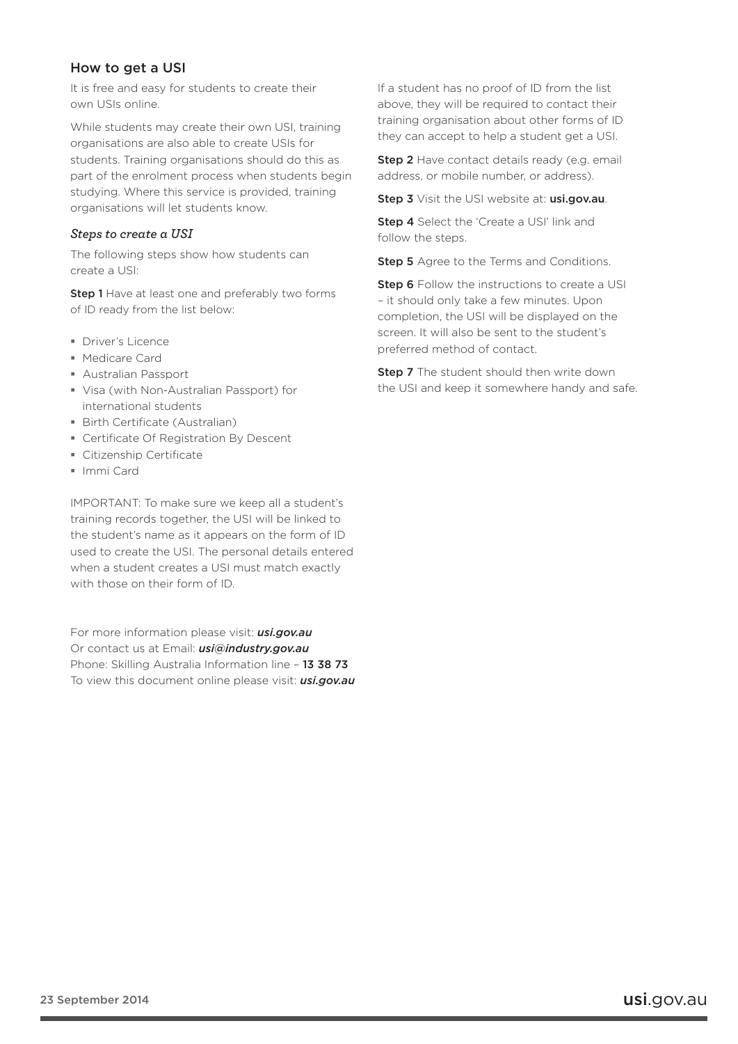## How to get a USI

It is free and easy for students to create their own USIs online.

While students may create their own USI, training organisations are also able to create USIs for students. Training organisations should do this as part of the enrolment process when students begin studying. Where this service is provided, training organisations will let students know.

### *Steps to create a USI*

The following steps show how students can create a USI:

**Step 1** Have at least one and preferably two forms of ID ready from the list below:

- Driver's Licence
- Medicare Card
- Australian Passport
- Visa (with Non-Australian Passport) for international students
- Birth Certificate (Australian)
- Certificate Of Registration By Descent
- Citizenship Certificate
- Immi Card

IMPORTANT: To make sure we keep all a student's training records together, the USI will be linked to the student's name as it appears on the form of ID used to create the USI. The personal details entered when a student creates a USI must match exactly with those on their form of ID.

For more information please visit: ***usi.gov.au***
Or contact us at Email: ***usi@industry.gov.au***
Phone: Skilling Australia Information line – **13 38 73**
To view this document online please visit: ***usi.gov.au***

If a student has no proof of ID from the list above, they will be required to contact their training organisation about other forms of ID they can accept to help a student get a USI.

**Step 2** Have contact details ready (e.g. email address, or mobile number, or address).

**Step 3** Visit the USI website at: **usi.gov.au**.

**Step 4** Select the 'Create a USI' link and follow the steps.

**Step 5** Agree to the Terms and Conditions.

**Step 6** Follow the instructions to create a USI – it should only take a few minutes. Upon completion, the USI will be displayed on the screen. It will also be sent to the student's preferred method of contact.

**Step 7** The student should then write down the USI and keep it somewhere handy and safe.

23 September 2014